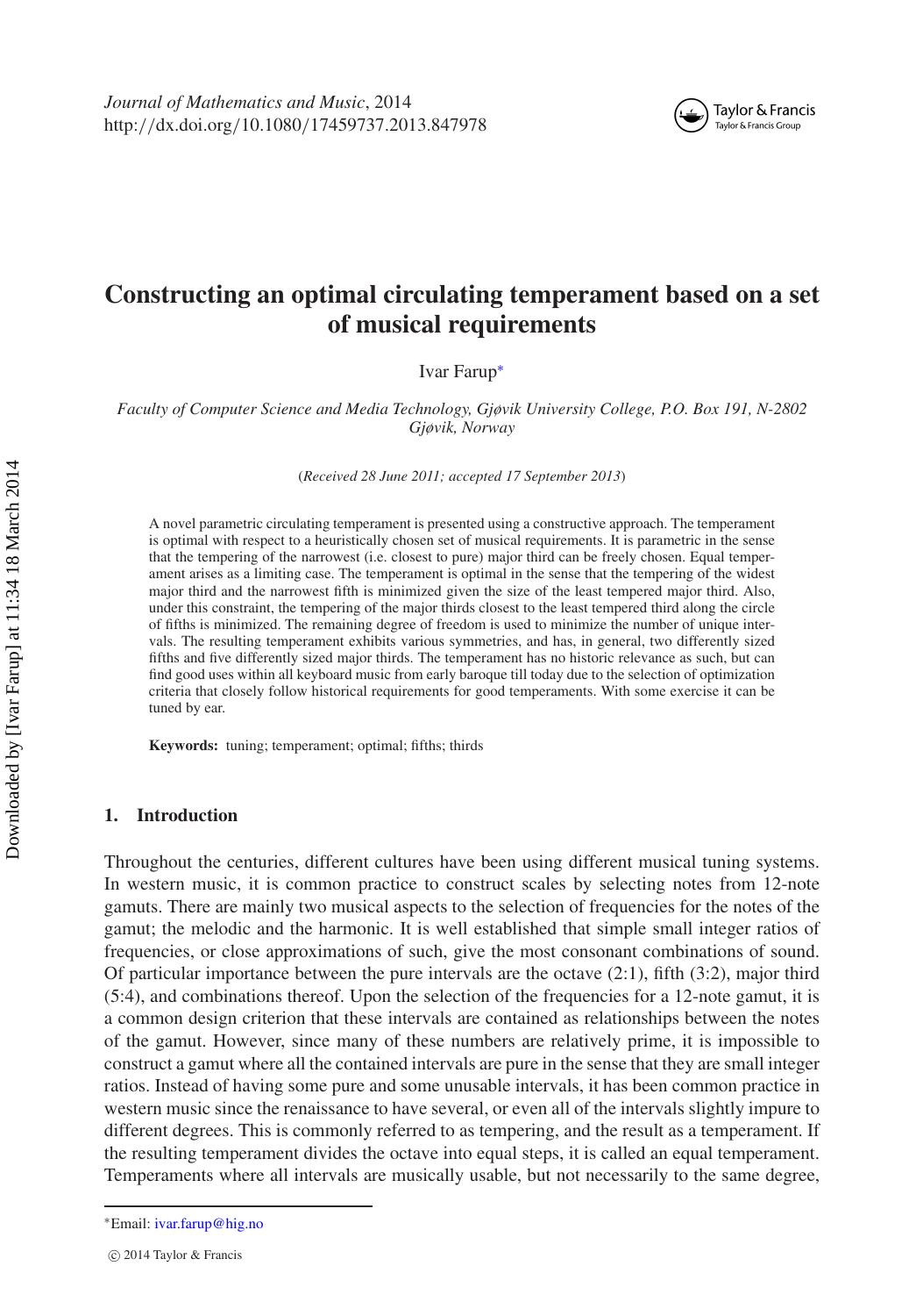# Constructing an optimal circulating temperament based on a set of musical requirements

Ivar Farup*

*Faculty of Computer Science and Media Technology, Gjøvik University College, P.O. Box 191, N-2802 Gjøvik, Norway*

(*Received 28 June 2011; accepted 17 September 2013*)

A novel parametric circulating temperament is presented using a constructive approach. The temperament is optimal with respect to a heuristically chosen set of musical requirements. It is parametric in the sense that the tempering of the narrowest (i.e. closest to pure) major third can be freely chosen. Equal temperament arises as a limiting case. The temperament is optimal in the sense that the tempering of the widest major third and the narrowest fifth is minimized given the size of the least tempered major third. Also, under this constraint, the tempering of the major thirds closest to the least tempered third along the circle of fifths is minimized. The remaining degree of freedom is used to minimize the number of unique intervals. The resulting temperament exhibits various symmetries, and has, in general, two differently sized fifths and five differently sized major thirds. The temperament has no historic relevance as such, but can find good uses within all keyboard music from early baroque till today due to the selection of optimization criteria that closely follow historical requirements for good temperaments. With some exercise it can be tuned by ear.

**Keywords:** tuning; temperament; optimal; fifths; thirds

## 1. Introduction

Throughout the centuries, different cultures have been using different musical tuning systems. In western music, it is common practice to construct scales by selecting notes from 12-note gamuts. There are mainly two musical aspects to the selection of frequencies for the notes of the gamut; the melodic and the harmonic. It is well established that simple small integer ratios of frequencies, or close approximations of such, give the most consonant combinations of sound. Of particular importance between the pure intervals are the octave (2:1), fifth (3:2), major third (5:4), and combinations thereof. Upon the selection of the frequencies for a 12-note gamut, it is a common design criterion that these intervals are contained as relationships between the notes of the gamut. However, since many of these numbers are relatively prime, it is impossible to construct a gamut where all the contained intervals are pure in the sense that they are small integer ratios. Instead of having some pure and some unusable intervals, it has been common practice in western music since the renaissance to have several, or even all of the intervals slightly impure to different degrees. This is commonly referred to as tempering, and the result as a temperament. If the resulting temperament divides the octave into equal steps, it is called an equal temperament. Temperaments where all intervals are musically usable, but not necessarily to the same degree,

*Email: ivar.farup@hig.no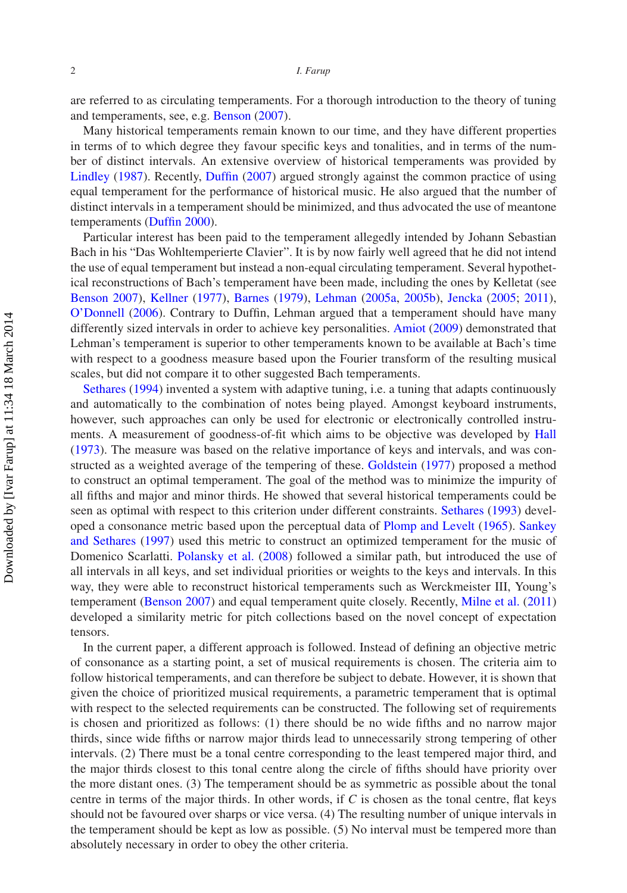are referred to as circulating temperaments. For a thorough introduction to the theory of tuning and temperaments, see, e.g. Benson (2007).

Many historical temperaments remain known to our time, and they have different properties in terms of to which degree they favour specific keys and tonalities, and in terms of the number of distinct intervals. An extensive overview of historical temperaments was provided by Lindley (1987). Recently, Duffin (2007) argued strongly against the common practice of using equal temperament for the performance of historical music. He also argued that the number of distinct intervals in a temperament should be minimized, and thus advocated the use of meantone temperaments (Duffin 2000).

Particular interest has been paid to the temperament allegedly intended by Johann Sebastian Bach in his "Das Wohltemperierte Clavier". It is by now fairly well agreed that he did not intend the use of equal temperament but instead a non-equal circulating temperament. Several hypothetical reconstructions of Bach's temperament have been made, including the ones by Kelletat (see Benson 2007), Kellner (1977), Barnes (1979), Lehman (2005a, 2005b), Jencka (2005; 2011), O'Donnell (2006). Contrary to Duffin, Lehman argued that a temperament should have many differently sized intervals in order to achieve key personalities. Amiot (2009) demonstrated that Lehman's temperament is superior to other temperaments known to be available at Bach's time with respect to a goodness measure based upon the Fourier transform of the resulting musical scales, but did not compare it to other suggested Bach temperaments.

Sethares (1994) invented a system with adaptive tuning, i.e. a tuning that adapts continuously and automatically to the combination of notes being played. Amongst keyboard instruments, however, such approaches can only be used for electronic or electronically controlled instruments. A measurement of goodness-of-fit which aims to be objective was developed by Hall (1973). The measure was based on the relative importance of keys and intervals, and was constructed as a weighted average of the tempering of these. Goldstein (1977) proposed a method to construct an optimal temperament. The goal of the method was to minimize the impurity of all fifths and major and minor thirds. He showed that several historical temperaments could be seen as optimal with respect to this criterion under different constraints. Sethares (1993) developed a consonance metric based upon the perceptual data of Plomp and Levelt (1965). Sankey and Sethares (1997) used this metric to construct an optimized temperament for the music of Domenico Scarlatti. Polansky et al. (2008) followed a similar path, but introduced the use of all intervals in all keys, and set individual priorities or weights to the keys and intervals. In this way, they were able to reconstruct historical temperaments such as Werckmeister III, Young's temperament (Benson 2007) and equal temperament quite closely. Recently, Milne et al. (2011) developed a similarity metric for pitch collections based on the novel concept of expectation tensors.

In the current paper, a different approach is followed. Instead of defining an objective metric of consonance as a starting point, a set of musical requirements is chosen. The criteria aim to follow historical temperaments, and can therefore be subject to debate. However, it is shown that given the choice of prioritized musical requirements, a parametric temperament that is optimal with respect to the selected requirements can be constructed. The following set of requirements is chosen and prioritized as follows: (1) there should be no wide fifths and no narrow major thirds, since wide fifths or narrow major thirds lead to unnecessarily strong tempering of other intervals. (2) There must be a tonal centre corresponding to the least tempered major third, and the major thirds closest to this tonal centre along the circle of fifths should have priority over the more distant ones. (3) The temperament should be as symmetric as possible about the tonal centre in terms of the major thirds. In other words, if *C* is chosen as the tonal centre, flat keys should not be favoured over sharps or vice versa. (4) The resulting number of unique intervals in the temperament should be kept as low as possible. (5) No interval must be tempered more than absolutely necessary in order to obey the other criteria.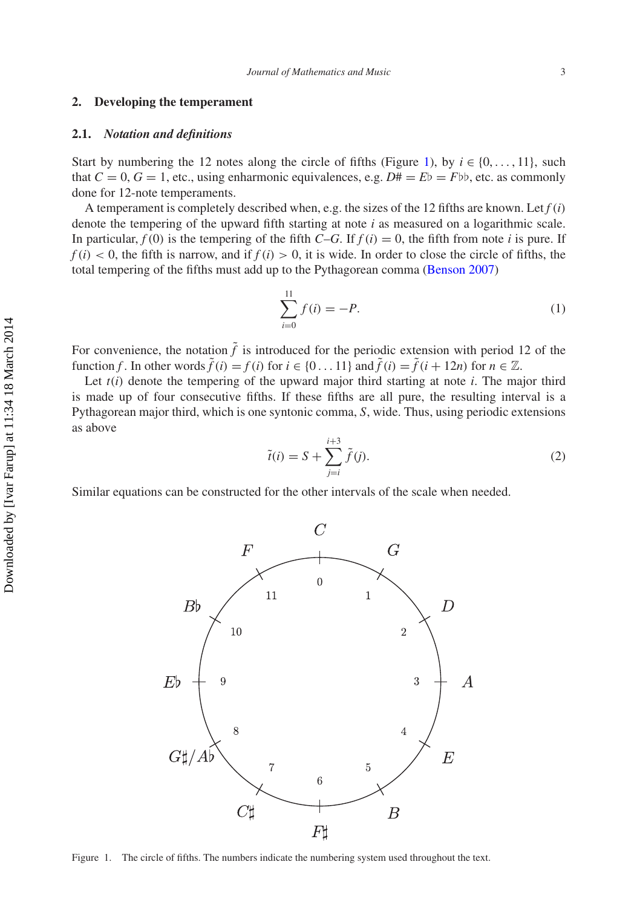## 2. Developing the temperament

### 2.1. *Notation and definitions*

Start by numbering the 12 notes along the circle of fifths (Figure 1), by $i \in \{0, \ldots, 11\}$, such that $C = 0$, $G = 1$, etc., using enharmonic equivalences, e.g. $D\sharp = E\flat = F\flat\flat$, etc. as commonly done for 12-note temperaments.

A temperament is completely described when, e.g. the sizes of the 12 fifths are known. Let $f(i)$ denote the tempering of the upward fifth starting at note $i$ as measured on a logarithmic scale. In particular, $f(0)$ is the tempering of the fifth $C$–$G$. If $f(i) = 0$, the fifth from note $i$ is pure. If $f(i) < 0$, the fifth is narrow, and if $f(i) > 0$, it is wide. In order to close the circle of fifths, the total tempering of the fifths must add up to the Pythagorean comma (Benson 2007)

$$\sum_{i=0}^{11} f(i) = -P. \tag{1}$$

For convenience, the notation $\tilde{f}$ is introduced for the periodic extension with period 12 of the function $f$. In other words $\tilde{f}(i) = f(i)$ for $i \in \{0 \ldots 11\}$ and $\tilde{f}(i) = \tilde{f}(i + 12n)$ for $n \in \mathbb{Z}$.

Let $t(i)$ denote the tempering of the upward major third starting at note $i$. The major third is made up of four consecutive fifths. If these fifths are all pure, the resulting interval is a Pythagorean major third, which is one syntonic comma, $S$, wide. Thus, using periodic extensions as above

$$\tilde{t}(i) = S + \sum_{j=i}^{i+3} \tilde{f}(j). \tag{2}$$

Similar equations can be constructed for the other intervals of the scale when needed.

Figure 1. The circle of fifths. The numbers indicate the numbering system used throughout the text.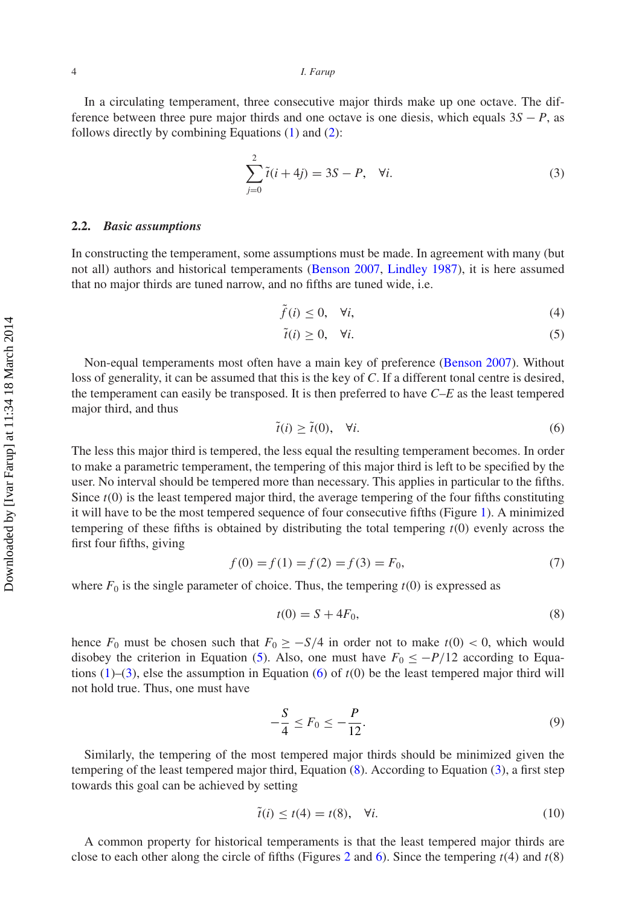In a circulating temperament, three consecutive major thirds make up one octave. The difference between three pure major thirds and one octave is one diesis, which equals $3S - P$, as follows directly by combining Equations (1) and (2):

$$\sum_{j=0}^{2} \tilde{t}(i + 4j) = 3S - P, \quad \forall i. \tag{3}$$

### 2.2. *Basic assumptions*

In constructing the temperament, some assumptions must be made. In agreement with many (but not all) authors and historical temperaments (Benson 2007, Lindley 1987), it is here assumed that no major thirds are tuned narrow, and no fifths are tuned wide, i.e.

$$\tilde{f}(i) \leq 0, \quad \forall i, \tag{4}$$

$$\tilde{t}(i) \geq 0, \quad \forall i. \tag{5}$$

Non-equal temperaments most often have a main key of preference (Benson 2007). Without loss of generality, it can be assumed that this is the key of $C$. If a different tonal centre is desired, the temperament can easily be transposed. It is then preferred to have $C$–$E$ as the least tempered major third, and thus

$$\tilde{t}(i) \geq \tilde{t}(0), \quad \forall i. \tag{6}$$

The less this major third is tempered, the less equal the resulting temperament becomes. In order to make a parametric temperament, the tempering of this major third is left to be specified by the user. No interval should be tempered more than necessary. This applies in particular to the fifths. Since $t(0)$ is the least tempered major third, the average tempering of the four fifths constituting it will have to be the most tempered sequence of four consecutive fifths (Figure 1). A minimized tempering of these fifths is obtained by distributing the total tempering $t(0)$ evenly across the first four fifths, giving

$$f(0) = f(1) = f(2) = f(3) = F_0, \tag{7}$$

where $F_0$ is the single parameter of choice. Thus, the tempering $t(0)$ is expressed as

$$t(0) = S + 4F_0, \tag{8}$$

hence $F_0$ must be chosen such that $F_0 \geq -S/4$ in order not to make $t(0) < 0$, which would disobey the criterion in Equation (5). Also, one must have $F_0 \leq -P/12$ according to Equations (1)–(3), else the assumption in Equation (6) of $t(0)$ be the least tempered major third will not hold true. Thus, one must have

$$-\frac{S}{4} \leq F_0 \leq -\frac{P}{12}. \tag{9}$$

Similarly, the tempering of the most tempered major thirds should be minimized given the tempering of the least tempered major third, Equation (8). According to Equation (3), a first step towards this goal can be achieved by setting

$$\tilde{t}(i) \leq t(4) = t(8), \quad \forall i. \tag{10}$$

A common property for historical temperaments is that the least tempered major thirds are close to each other along the circle of fifths (Figures 2 and 6). Since the tempering $t(4)$ and $t(8)$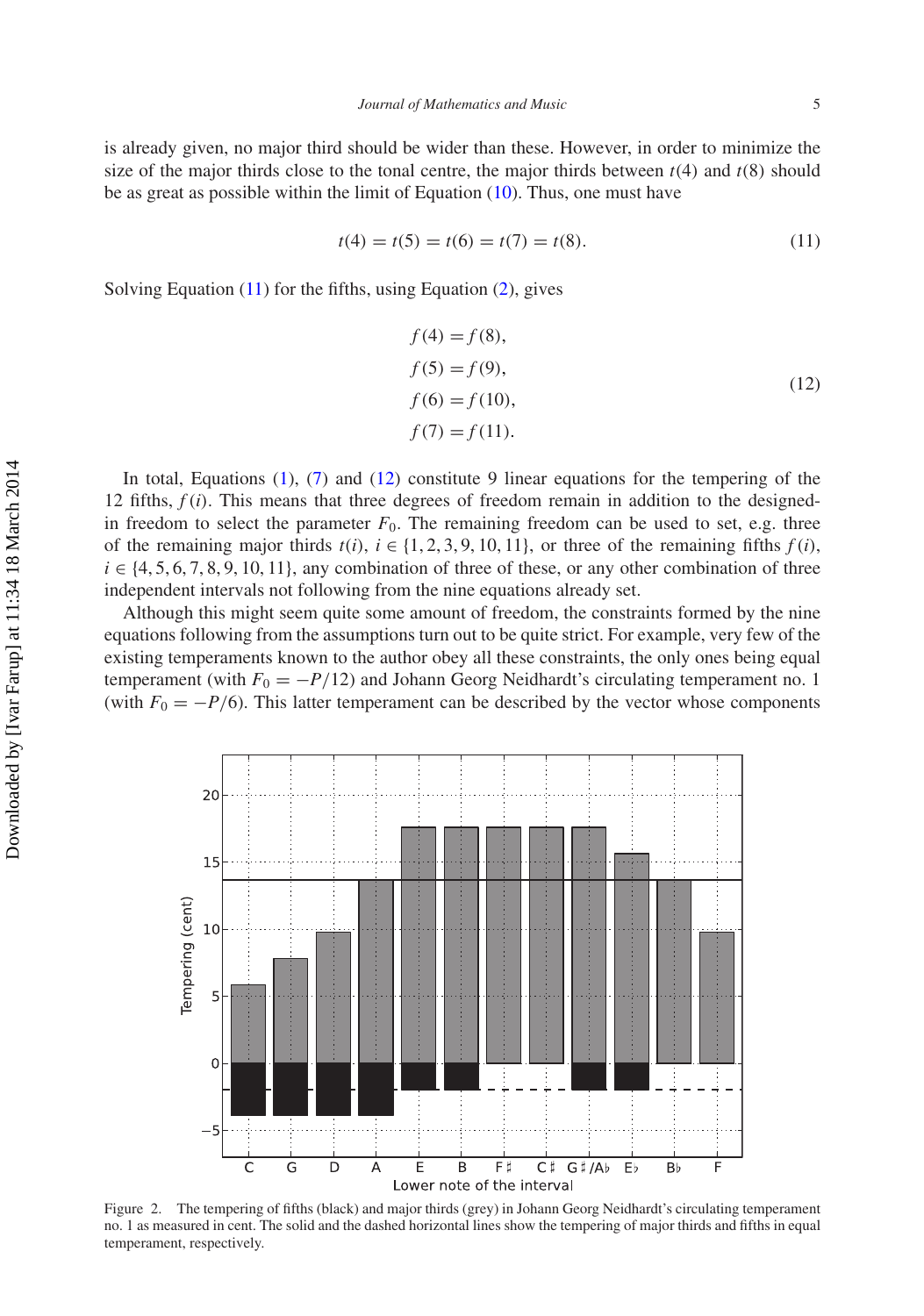is already given, no major third should be wider than these. However, in order to minimize the size of the major thirds close to the tonal centre, the major thirds between $t(4)$ and $t(8)$ should be as great as possible within the limit of Equation (10). Thus, one must have

$$t(4) = t(5) = t(6) = t(7) = t(8). \tag{11}$$

Solving Equation (11) for the fifths, using Equation (2), gives

$$\begin{aligned} f(4) &= f(8), \\ f(5) &= f(9), \\ f(6) &= f(10), \\ f(7) &= f(11). \end{aligned} \tag{12}$$

In total, Equations (1), (7) and (12) constitute 9 linear equations for the tempering of the 12 fifths, $f(i)$. This means that three degrees of freedom remain in addition to the designed-in freedom to select the parameter $F_0$. The remaining freedom can be used to set, e.g. three of the remaining major thirds $t(i)$, $i \in \{1, 2, 3, 9, 10, 11\}$, or three of the remaining fifths $f(i)$, $i \in \{4, 5, 6, 7, 8, 9, 10, 11\}$, any combination of three of these, or any other combination of three independent intervals not following from the nine equations already set.

Although this might seem quite some amount of freedom, the constraints formed by the nine equations following from the assumptions turn out to be quite strict. For example, very few of the existing temperaments known to the author obey all these constraints, the only ones being equal temperament (with $F_0 = -P/12$) and Johann Georg Neidhardt's circulating temperament no. 1 (with $F_0 = -P/6$). This latter temperament can be described by the vector whose components

Figure 2. The tempering of fifths (black) and major thirds (grey) in Johann Georg Neidhardt's circulating temperament no. 1 as measured in cent. The solid and the dashed horizontal lines show the tempering of major thirds and fifths in equal temperament, respectively.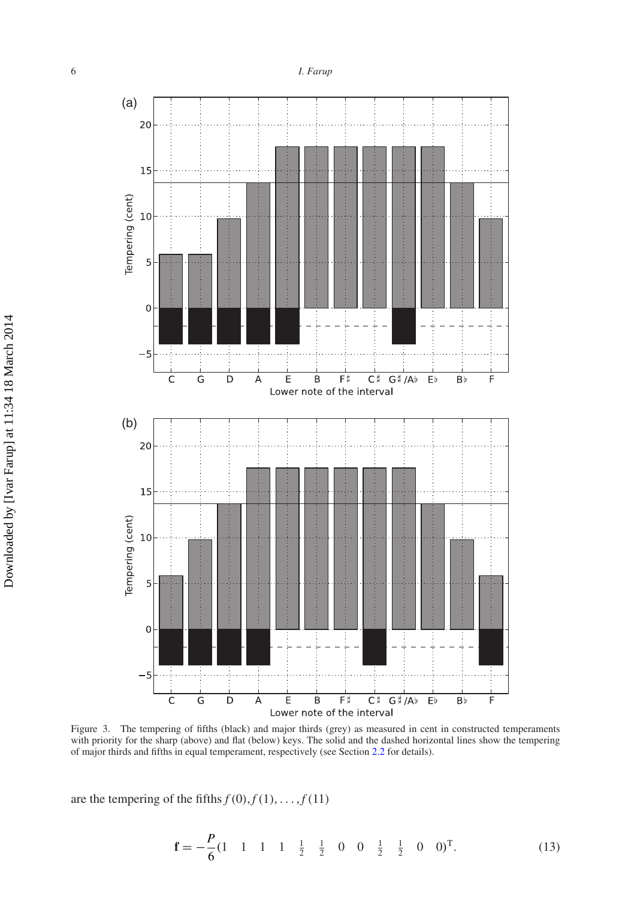Figure 3. The tempering of fifths (black) and major thirds (grey) as measured in cent in constructed temperaments with priority for the sharp (above) and flat (below) keys. The solid and the dashed horizontal lines show the tempering of major thirds and fifths in equal temperament, respectively (see Section 2.2 for details).

are the tempering of the fifths $f(0), f(1), \ldots, f(11)$

$$\mathbf{f} = -\frac{P}{6}(1 \quad 1 \quad 1 \quad 1 \quad \tfrac{1}{2} \quad \tfrac{1}{2} \quad 0 \quad 0 \quad \tfrac{1}{2} \quad \tfrac{1}{2} \quad 0 \quad 0)^{\mathrm{T}}. \tag{13}$$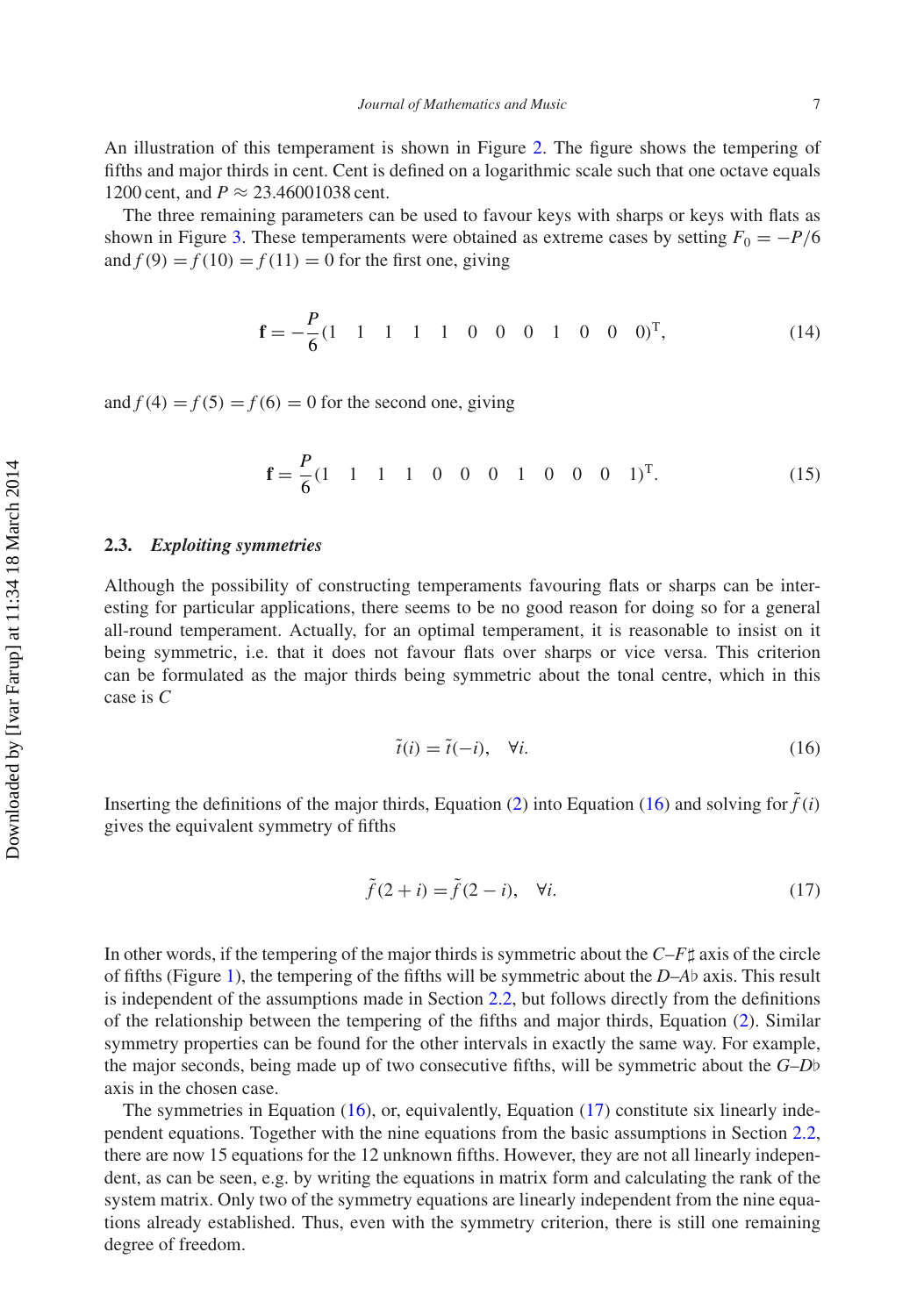An illustration of this temperament is shown in Figure 2. The figure shows the tempering of fifths and major thirds in cent. Cent is defined on a logarithmic scale such that one octave equals 1200 cent, and $P \approx 23.46001038$ cent.

The three remaining parameters can be used to favour keys with sharps or keys with flats as shown in Figure 3. These temperaments were obtained as extreme cases by setting $F_0 = -P/6$ and $f(9) = f(10) = f(11) = 0$ for the first one, giving

$$\mathbf{f} = -\frac{P}{6}(1 \quad 1 \quad 1 \quad 1 \quad 1 \quad 0 \quad 0 \quad 0 \quad 1 \quad 0 \quad 0 \quad 0)^{\mathrm{T}}, \tag{14}$$

and $f(4) = f(5) = f(6) = 0$ for the second one, giving

$$\mathbf{f} = \frac{P}{6}(1 \quad 1 \quad 1 \quad 1 \quad 0 \quad 0 \quad 0 \quad 1 \quad 0 \quad 0 \quad 0 \quad 1)^{\mathrm{T}}. \tag{15}$$

### 2.3. *Exploiting symmetries*

Although the possibility of constructing temperaments favouring flats or sharps can be interesting for particular applications, there seems to be no good reason for doing so for a general all-round temperament. Actually, for an optimal temperament, it is reasonable to insist on it being symmetric, i.e. that it does not favour flats over sharps or vice versa. This criterion can be formulated as the major thirds being symmetric about the tonal centre, which in this case is *C*

$$\tilde{t}(i) = \tilde{t}(-i), \quad \forall i. \tag{16}$$

Inserting the definitions of the major thirds, Equation (2) into Equation (16) and solving for $\tilde{f}(i)$ gives the equivalent symmetry of fifths

$$\tilde{f}(2+i) = \tilde{f}(2-i), \quad \forall i. \tag{17}$$

In other words, if the tempering of the major thirds is symmetric about the *C*–*F*♯ axis of the circle of fifths (Figure 1), the tempering of the fifths will be symmetric about the *D*–*A*♭ axis. This result is independent of the assumptions made in Section 2.2, but follows directly from the definitions of the relationship between the tempering of the fifths and major thirds, Equation (2). Similar symmetry properties can be found for the other intervals in exactly the same way. For example, the major seconds, being made up of two consecutive fifths, will be symmetric about the *G*–*D*♭ axis in the chosen case.

The symmetries in Equation (16), or, equivalently, Equation (17) constitute six linearly independent equations. Together with the nine equations from the basic assumptions in Section 2.2, there are now 15 equations for the 12 unknown fifths. However, they are not all linearly independent, as can be seen, e.g. by writing the equations in matrix form and calculating the rank of the system matrix. Only two of the symmetry equations are linearly independent from the nine equations already established. Thus, even with the symmetry criterion, there is still one remaining degree of freedom.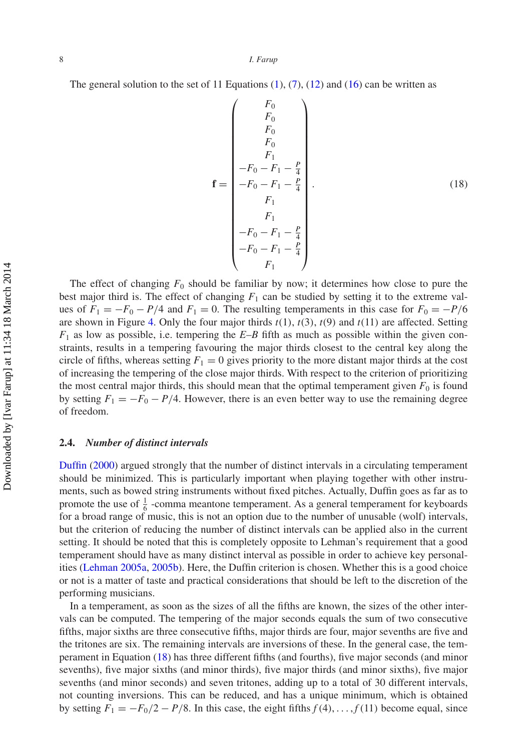The general solution to the set of 11 Equations (1), (7), (12) and (16) can be written as

$$
\mathbf{f} = \begin{pmatrix} F_0 \\ F_0 \\ F_0 \\ F_0 \\ F_1 \\ -F_0 - F_1 - \frac{P}{4} \\ -F_0 - F_1 - \frac{P}{4} \\ F_1 \\ F_1 \\ -F_0 - F_1 - \frac{P}{4} \\ -F_0 - F_1 - \frac{P}{4} \\ F_1 \end{pmatrix}. \tag{18}
$$

The effect of changing $F_0$ should be familiar by now; it determines how close to pure the best major third is. The effect of changing $F_1$ can be studied by setting it to the extreme values of $F_1 = -F_0 - P/4$ and $F_1 = 0$. The resulting temperaments in this case for $F_0 = -P/6$ are shown in Figure 4. Only the four major thirds $t(1)$, $t(3)$, $t(9)$ and $t(11)$ are affected. Setting $F_1$ as low as possible, i.e. tempering the *E–B* fifth as much as possible within the given constraints, results in a tempering favouring the major thirds closest to the central key along the circle of fifths, whereas setting $F_1 = 0$ gives priority to the more distant major thirds at the cost of increasing the tempering of the close major thirds. With respect to the criterion of prioritizing the most central major thirds, this should mean that the optimal temperament given $F_0$ is found by setting $F_1 = -F_0 - P/4$. However, there is an even better way to use the remaining degree of freedom.

## 2.4. *Number of distinct intervals*

Duffin (2000) argued strongly that the number of distinct intervals in a circulating temperament should be minimized. This is particularly important when playing together with other instruments, such as bowed string instruments without fixed pitches. Actually, Duffin goes as far as to promote the use of $\frac{1}{6}$ -comma meantone temperament. As a general temperament for keyboards for a broad range of music, this is not an option due to the number of unusable (wolf) intervals, but the criterion of reducing the number of distinct intervals can be applied also in the current setting. It should be noted that this is completely opposite to Lehman's requirement that a good temperament should have as many distinct interval as possible in order to achieve key personalities (Lehman 2005a, 2005b). Here, the Duffin criterion is chosen. Whether this is a good choice or not is a matter of taste and practical considerations that should be left to the discretion of the performing musicians.

In a temperament, as soon as the sizes of all the fifths are known, the sizes of the other intervals can be computed. The tempering of the major seconds equals the sum of two consecutive fifths, major sixths are three consecutive fifths, major thirds are four, major sevenths are five and the tritones are six. The remaining intervals are inversions of these. In the general case, the temperament in Equation (18) has three different fifths (and fourths), five major seconds (and minor sevenths), five major sixths (and minor thirds), five major thirds (and minor sixths), five major sevenths (and minor seconds) and seven tritones, adding up to a total of 30 different intervals, not counting inversions. This can be reduced, and has a unique minimum, which is obtained by setting $F_1 = -F_0/2 - P/8$. In this case, the eight fifths $f(4), \ldots, f(11)$ become equal, since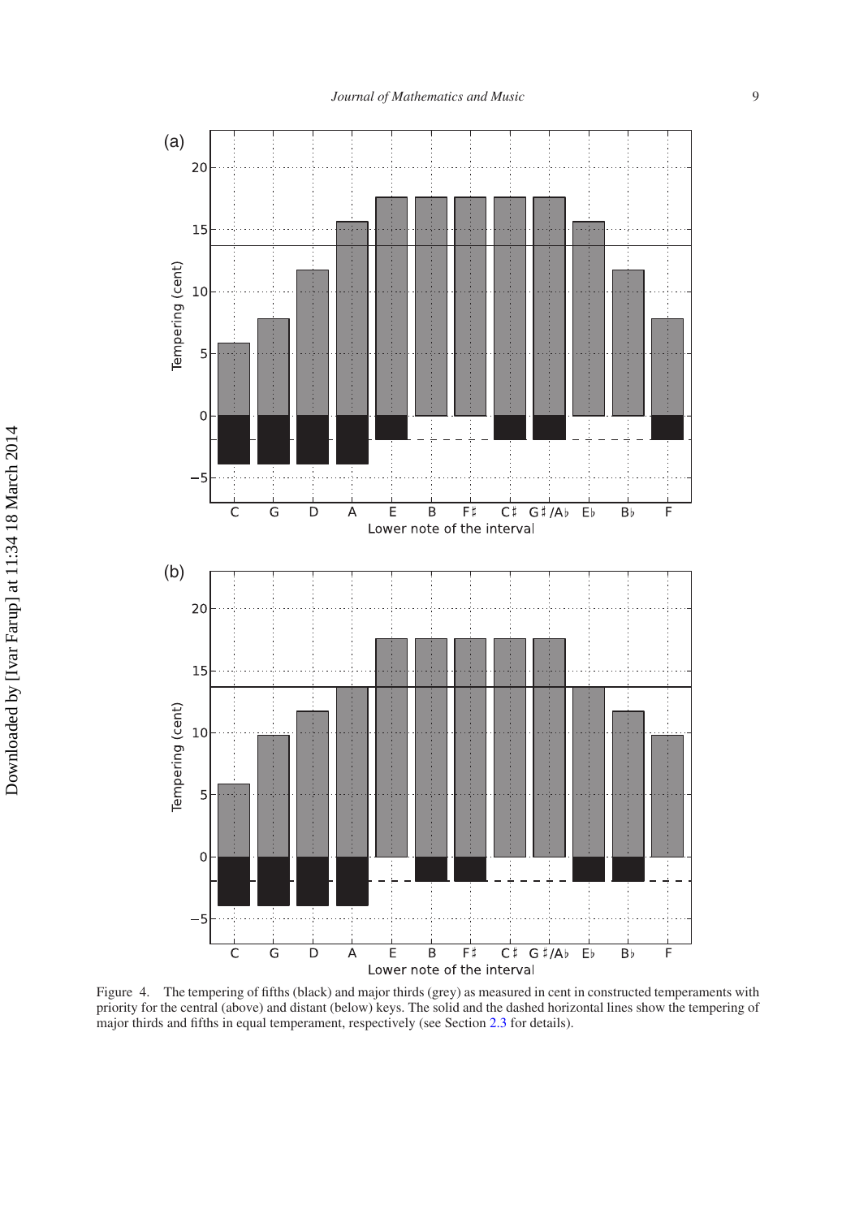Figure 4. The tempering of fifths (black) and major thirds (grey) as measured in cent in constructed temperaments with priority for the central (above) and distant (below) keys. The solid and the dashed horizontal lines show the tempering of major thirds and fifths in equal temperament, respectively (see Section 2.3 for details).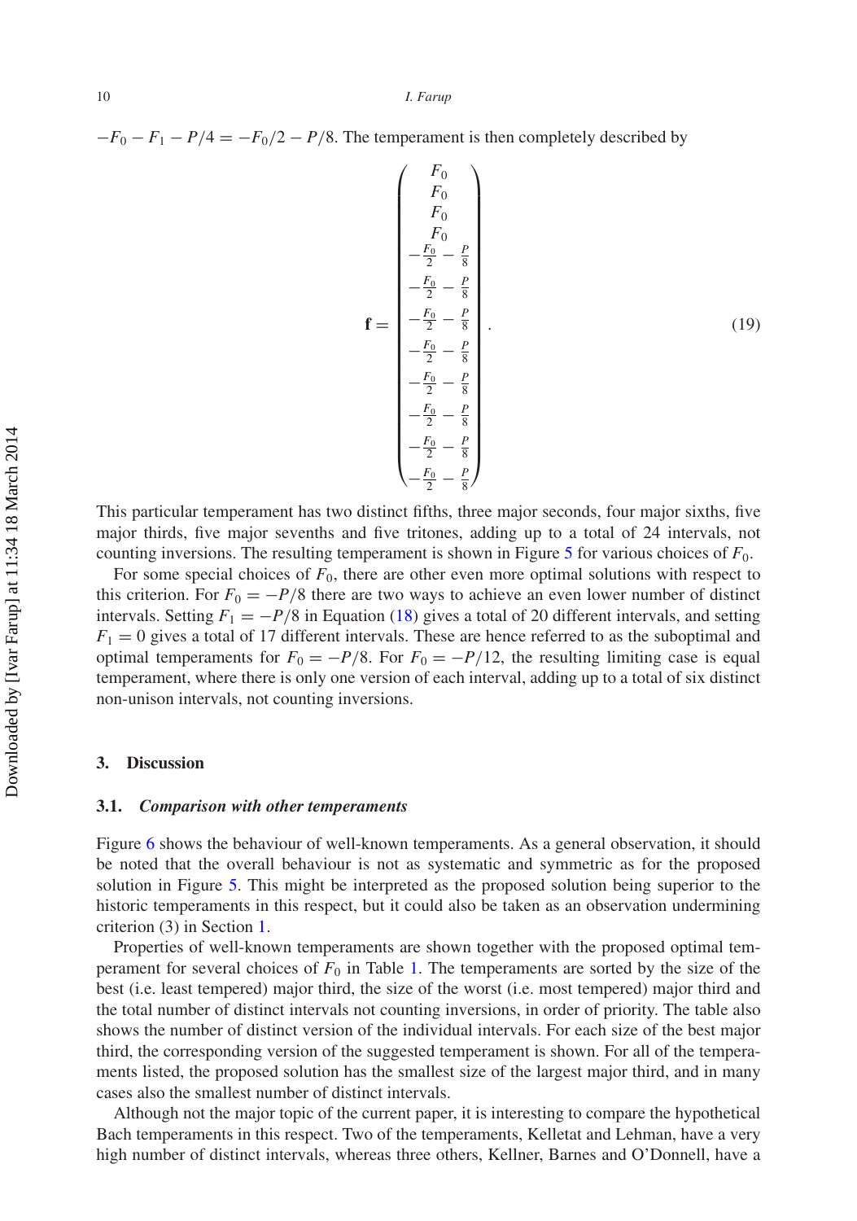$-F_0 - F_1 - P/4 = -F_0/2 - P/8$. The temperament is then completely described by

$$\mathbf{f} = \begin{pmatrix} F_0 \\ F_0 \\ F_0 \\ F_0 \\ -\frac{F_0}{2} - \frac{P}{8} \\ -\frac{F_0}{2} - \frac{P}{8} \\ -\frac{F_0}{2} - \frac{P}{8} \\ -\frac{F_0}{2} - \frac{P}{8} \\ -\frac{F_0}{2} - \frac{P}{8} \\ -\frac{F_0}{2} - \frac{P}{8} \\ -\frac{F_0}{2} - \frac{P}{8} \\ -\frac{F_0}{2} - \frac{P}{8} \end{pmatrix}. \tag{19}$$

This particular temperament has two distinct fifths, three major seconds, four major sixths, five major thirds, five major sevenths and five tritones, adding up to a total of 24 intervals, not counting inversions. The resulting temperament is shown in Figure 5 for various choices of $F_0$.

For some special choices of $F_0$, there are other even more optimal solutions with respect to this criterion. For $F_0 = -P/8$ there are two ways to achieve an even lower number of distinct intervals. Setting $F_1 = -P/8$ in Equation (18) gives a total of 20 different intervals, and setting $F_1 = 0$ gives a total of 17 different intervals. These are hence referred to as the suboptimal and optimal temperaments for $F_0 = -P/8$. For $F_0 = -P/12$, the resulting limiting case is equal temperament, where there is only one version of each interval, adding up to a total of six distinct non-unison intervals, not counting inversions.

## 3. Discussion

### 3.1. *Comparison with other temperaments*

Figure 6 shows the behaviour of well-known temperaments. As a general observation, it should be noted that the overall behaviour is not as systematic and symmetric as for the proposed solution in Figure 5. This might be interpreted as the proposed solution being superior to the historic temperaments in this respect, but it could also be taken as an observation undermining criterion (3) in Section 1.

Properties of well-known temperaments are shown together with the proposed optimal temperament for several choices of $F_0$ in Table 1. The temperaments are sorted by the size of the best (i.e. least tempered) major third, the size of the worst (i.e. most tempered) major third and the total number of distinct intervals not counting inversions, in order of priority. The table also shows the number of distinct version of the individual intervals. For each size of the best major third, the corresponding version of the suggested temperament is shown. For all of the temperaments listed, the proposed solution has the smallest size of the largest major third, and in many cases also the smallest number of distinct intervals.

Although not the major topic of the current paper, it is interesting to compare the hypothetical Bach temperaments in this respect. Two of the temperaments, Kelletat and Lehman, have a very high number of distinct intervals, whereas three others, Kellner, Barnes and O'Donnell, have a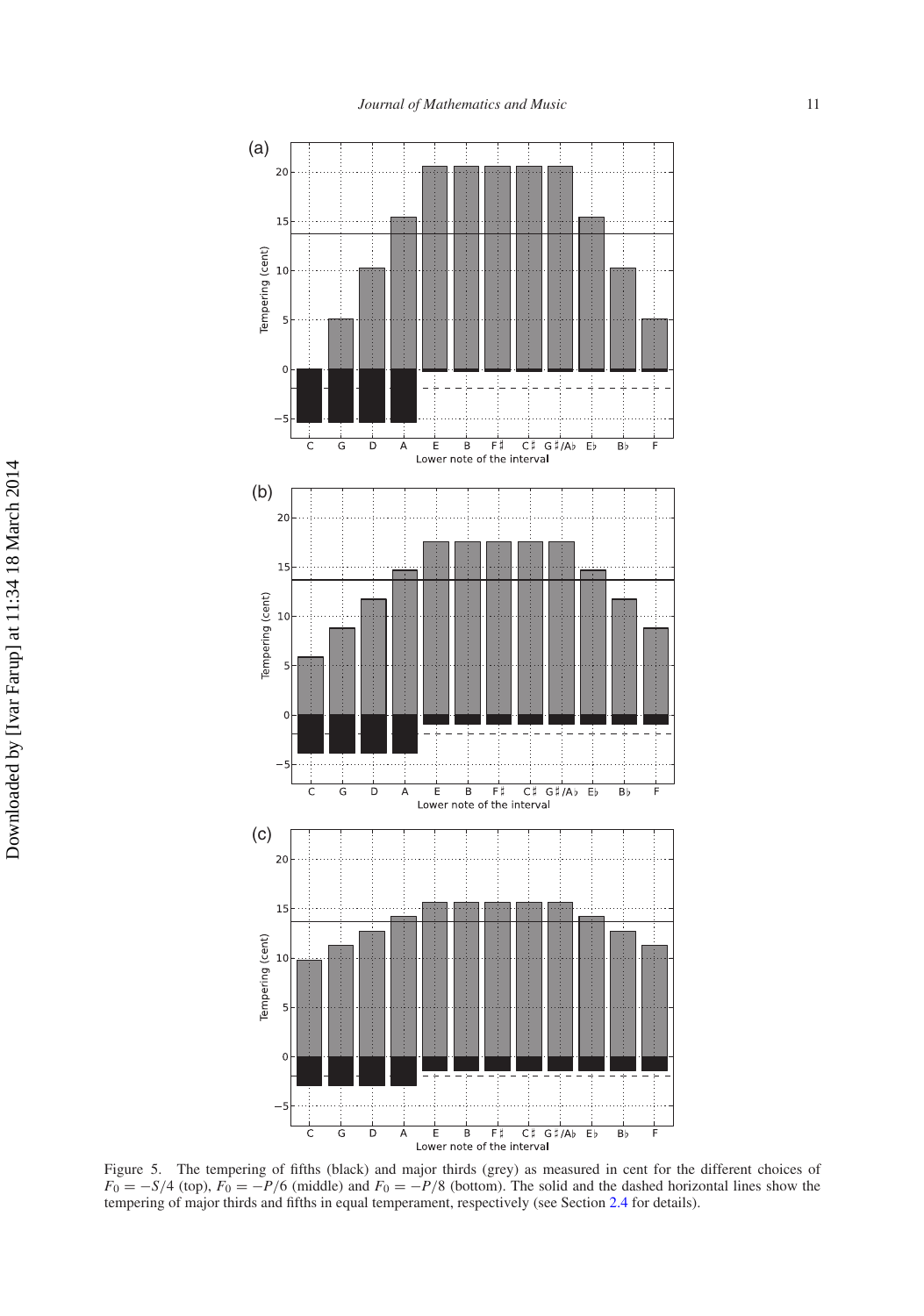Figure 5. The tempering of fifths (black) and major thirds (grey) as measured in cent for the different choices of $F_0 = -S/4$ (top), $F_0 = -P/6$ (middle) and $F_0 = -P/8$ (bottom). The solid and the dashed horizontal lines show the tempering of major thirds and fifths in equal temperament, respectively (see Section 2.4 for details).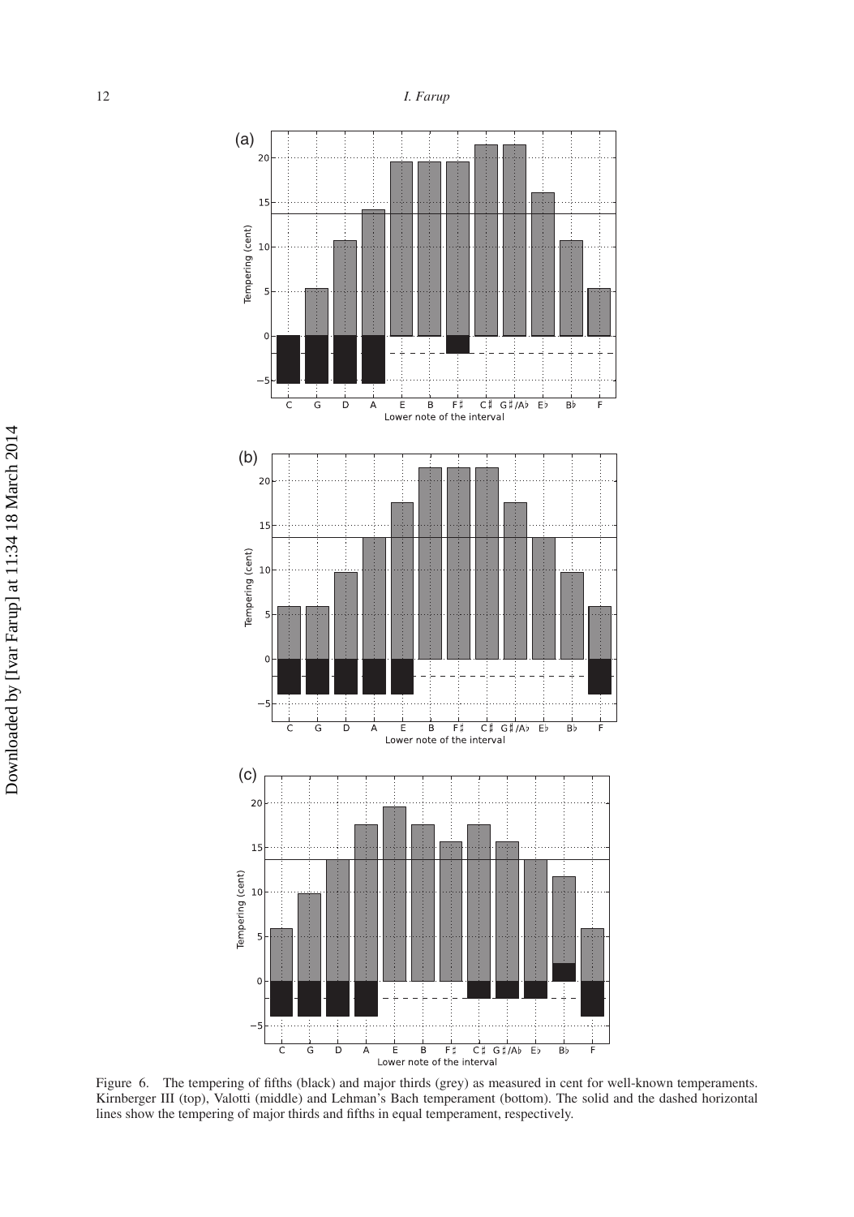Figure 6. The tempering of fifths (black) and major thirds (grey) as measured in cent for well-known temperaments. Kirnberger III (top), Valotti (middle) and Lehman's Bach temperament (bottom). The solid and the dashed horizontal lines show the tempering of major thirds and fifths in equal temperament, respectively.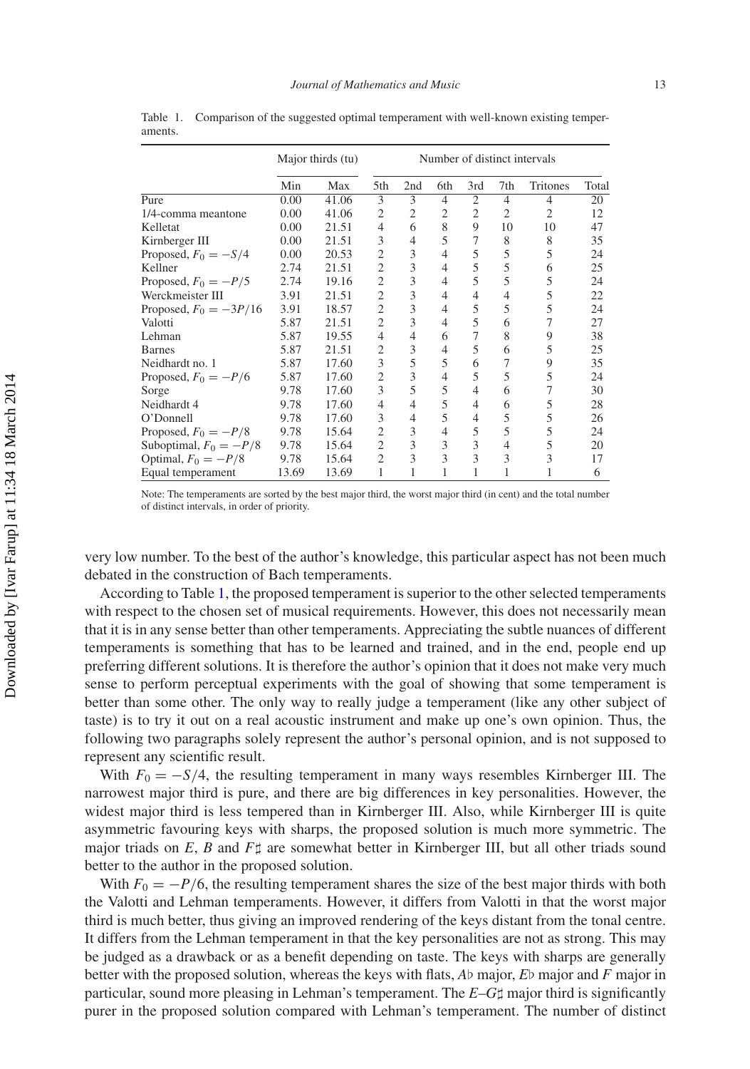Table 1. Comparison of the suggested optimal temperament with well-known existing temperaments.

| | Major thirds (tu) | | Number of distinct intervals | | | | | | |
|---|---|---|---|---|---|---|---|---|---|
| | Min | Max | 5th | 2nd | 6th | 3rd | 7th | Tritones | Total |
| Pure | 0.00 | 41.06 | 3 | 3 | 4 | 2 | 4 | 4 | 20 |
| 1/4-comma meantone | 0.00 | 41.06 | 2 | 2 | 2 | 2 | 2 | 2 | 12 |
| Kelletat | 0.00 | 21.51 | 4 | 6 | 8 | 9 | 10 | 10 | 47 |
| Kirnberger III | 0.00 | 21.51 | 3 | 4 | 5 | 7 | 8 | 8 | 35 |
| Proposed, $F_0 = -S/4$ | 0.00 | 20.53 | 2 | 3 | 4 | 5 | 5 | 5 | 24 |
| Kellner | 2.74 | 21.51 | 2 | 3 | 4 | 5 | 5 | 6 | 25 |
| Proposed, $F_0 = -P/5$ | 2.74 | 19.16 | 2 | 3 | 4 | 5 | 5 | 5 | 24 |
| Werckmeister III | 3.91 | 21.51 | 2 | 3 | 4 | 4 | 4 | 5 | 22 |
| Proposed, $F_0 = -3P/16$ | 3.91 | 18.57 | 2 | 3 | 4 | 5 | 5 | 5 | 24 |
| Valotti | 5.87 | 21.51 | 2 | 3 | 4 | 5 | 6 | 7 | 27 |
| Lehman | 5.87 | 19.55 | 4 | 4 | 6 | 7 | 8 | 9 | 38 |
| Barnes | 5.87 | 21.51 | 2 | 3 | 4 | 5 | 6 | 5 | 25 |
| Neidhardt no. 1 | 5.87 | 17.60 | 3 | 5 | 5 | 6 | 7 | 9 | 35 |
| Proposed, $F_0 = -P/6$ | 5.87 | 17.60 | 2 | 3 | 4 | 5 | 5 | 5 | 24 |
| Sorge | 9.78 | 17.60 | 3 | 5 | 5 | 4 | 6 | 7 | 30 |
| Neidhardt 4 | 9.78 | 17.60 | 4 | 4 | 5 | 4 | 6 | 5 | 28 |
| O'Donnell | 9.78 | 17.60 | 3 | 4 | 5 | 4 | 5 | 5 | 26 |
| Proposed, $F_0 = -P/8$ | 9.78 | 15.64 | 2 | 3 | 4 | 5 | 5 | 5 | 24 |
| Suboptimal, $F_0 = -P/8$ | 9.78 | 15.64 | 2 | 3 | 3 | 3 | 4 | 5 | 20 |
| Optimal, $F_0 = -P/8$ | 9.78 | 15.64 | 2 | 3 | 3 | 3 | 3 | 3 | 17 |
| Equal temperament | 13.69 | 13.69 | 1 | 1 | 1 | 1 | 1 | 1 | 6 |

Note: The temperaments are sorted by the best major third, the worst major third (in cent) and the total number of distinct intervals, in order of priority.

very low number. To the best of the author's knowledge, this particular aspect has not been much debated in the construction of Bach temperaments.

According to Table 1, the proposed temperament is superior to the other selected temperaments with respect to the chosen set of musical requirements. However, this does not necessarily mean that it is in any sense better than other temperaments. Appreciating the subtle nuances of different temperaments is something that has to be learned and trained, and in the end, people end up preferring different solutions. It is therefore the author's opinion that it does not make very much sense to perform perceptual experiments with the goal of showing that some temperament is better than some other. The only way to really judge a temperament (like any other subject of taste) is to try it out on a real acoustic instrument and make up one's own opinion. Thus, the following two paragraphs solely represent the author's personal opinion, and is not supposed to represent any scientific result.

With $F_0 = -S/4$, the resulting temperament in many ways resembles Kirnberger III. The narrowest major third is pure, and there are big differences in key personalities. However, the widest major third is less tempered than in Kirnberger III. Also, while Kirnberger III is quite asymmetric favouring keys with sharps, the proposed solution is much more symmetric. The major triads on *E*, *B* and *F*♯ are somewhat better in Kirnberger III, but all other triads sound better to the author in the proposed solution.

With $F_0 = -P/6$, the resulting temperament shares the size of the best major thirds with both the Valotti and Lehman temperaments. However, it differs from Valotti in that the worst major third is much better, thus giving an improved rendering of the keys distant from the tonal centre. It differs from the Lehman temperament in that the key personalities are not as strong. This may be judged as a drawback or as a benefit depending on taste. The keys with sharps are generally better with the proposed solution, whereas the keys with flats, *A*♭ major, *E*♭ major and *F* major in particular, sound more pleasing in Lehman's temperament. The *E*–*G*♯ major third is significantly purer in the proposed solution compared with Lehman's temperament. The number of distinct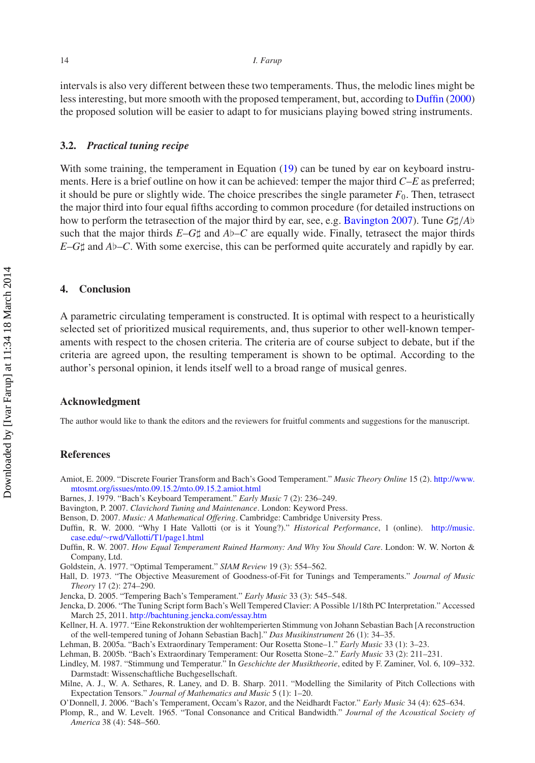intervals is also very different between these two temperaments. Thus, the melodic lines might be less interesting, but more smooth with the proposed temperament, but, according to Duffin (2000) the proposed solution will be easier to adapt to for musicians playing bowed string instruments.

### 3.2. *Practical tuning recipe*

With some training, the temperament in Equation (19) can be tuned by ear on keyboard instruments. Here is a brief outline on how it can be achieved: temper the major third *C*–*E* as preferred; it should be pure or slightly wide. The choice prescribes the single parameter $F_0$. Then, tetrasect the major third into four equal fifths according to common procedure (for detailed instructions on how to perform the tetrasection of the major third by ear, see, e.g. Bavington 2007). Tune *G*♯/*A*♭ such that the major thirds *E*–*G*♯ and *A*♭–*C* are equally wide. Finally, tetrasect the major thirds *E*–*G*♯ and *A*♭–*C*. With some exercise, this can be performed quite accurately and rapidly by ear.

## 4. Conclusion

A parametric circulating temperament is constructed. It is optimal with respect to a heuristically selected set of prioritized musical requirements, and, thus superior to other well-known temperaments with respect to the chosen criteria. The criteria are of course subject to debate, but if the criteria are agreed upon, the resulting temperament is shown to be optimal. According to the author's personal opinion, it lends itself well to a broad range of musical genres.

## Acknowledgment

The author would like to thank the editors and the reviewers for fruitful comments and suggestions for the manuscript.

## References

Amiot, E. 2009. "Discrete Fourier Transform and Bach's Good Temperament." *Music Theory Online* 15 (2). http://www.mtosmt.org/issues/mto.09.15.2/mto.09.15.2.amiot.html

Barnes, J. 1979. "Bach's Keyboard Temperament." *Early Music* 7 (2): 236–249.

Bavington, P. 2007. *Clavichord Tuning and Maintenance*. London: Keyword Press.

Benson, D. 2007. *Music: A Mathematical Offering*. Cambridge: Cambridge University Press.

Duffin, R. W. 2000. "Why I Hate Vallotti (or is it Young?)." *Historical Performance*, 1 (online). http://music.case.edu/~rwd/Vallotti/T1/page1.html

Duffin, R. W. 2007. *How Equal Temperament Ruined Harmony: And Why You Should Care*. London: W. W. Norton & Company, Ltd.

Goldstein, A. 1977. "Optimal Temperament." *SIAM Review* 19 (3): 554–562.

Hall, D. 1973. "The Objective Measurement of Goodness-of-Fit for Tunings and Temperaments." *Journal of Music Theory* 17 (2): 274–290.

Jencka, D. 2005. "Tempering Bach's Temperament." *Early Music* 33 (3): 545–548.

Jencka, D. 2006. "The Tuning Script form Bach's Well Tempered Clavier: A Possible 1/18th PC Interpretation." Accessed March 25, 2011. http://bachtuning.jencka.com/essay.htm

Kellner, H. A. 1977. "Eine Rekonstruktion der wohltemperierten Stimmung von Johann Sebastian Bach [A reconstruction of the well-tempered tuning of Johann Sebastian Bach]." *Das Musikinstrument* 26 (1): 34–35.

Lehman, B. 2005a. "Bach's Extraordinary Temperament: Our Rosetta Stone–1." *Early Music* 33 (1): 3–23.

Lehman, B. 2005b. "Bach's Extraordinary Temperament: Our Rosetta Stone–2." *Early Music* 33 (2): 211–231.

Lindley, M. 1987. "Stimmung und Temperatur." In *Geschichte der Musiktheorie*, edited by F. Zaminer, Vol. 6, 109–332. Darmstadt: Wissenschaftliche Buchgesellschaft.

Milne, A. J., W. A. Sethares, R. Laney, and D. B. Sharp. 2011. "Modelling the Similarity of Pitch Collections with Expectation Tensors." *Journal of Mathematics and Music* 5 (1): 1–20.

O'Donnell, J. 2006. "Bach's Temperament, Occam's Razor, and the Neidhardt Factor." *Early Music* 34 (4): 625–634.

Plomp, R., and W. Levelt. 1965. "Tonal Consonance and Critical Bandwidth." *Journal of the Acoustical Society of America* 38 (4): 548–560.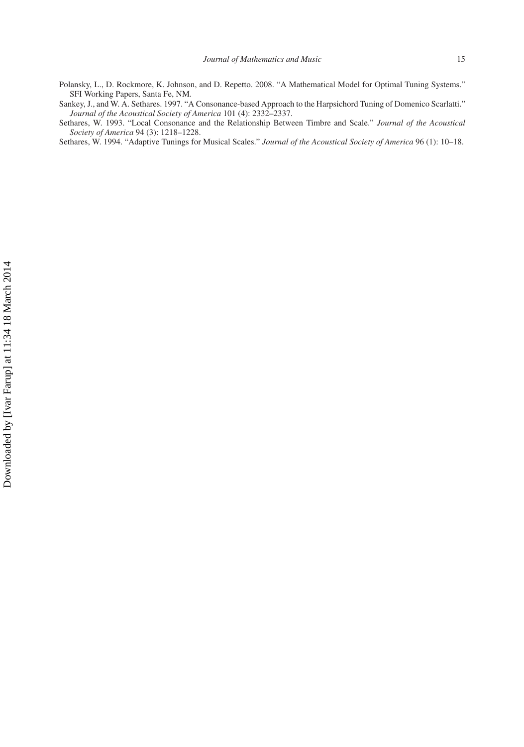Polansky, L., D. Rockmore, K. Johnson, and D. Repetto. 2008. "A Mathematical Model for Optimal Tuning Systems." SFI Working Papers, Santa Fe, NM.

Sankey, J., and W. A. Sethares. 1997. "A Consonance-based Approach to the Harpsichord Tuning of Domenico Scarlatti." *Journal of the Acoustical Society of America* 101 (4): 2332–2337.

Sethares, W. 1993. "Local Consonance and the Relationship Between Timbre and Scale." *Journal of the Acoustical Society of America* 94 (3): 1218–1228.

Sethares, W. 1994. "Adaptive Tunings for Musical Scales." *Journal of the Acoustical Society of America* 96 (1): 10–18.